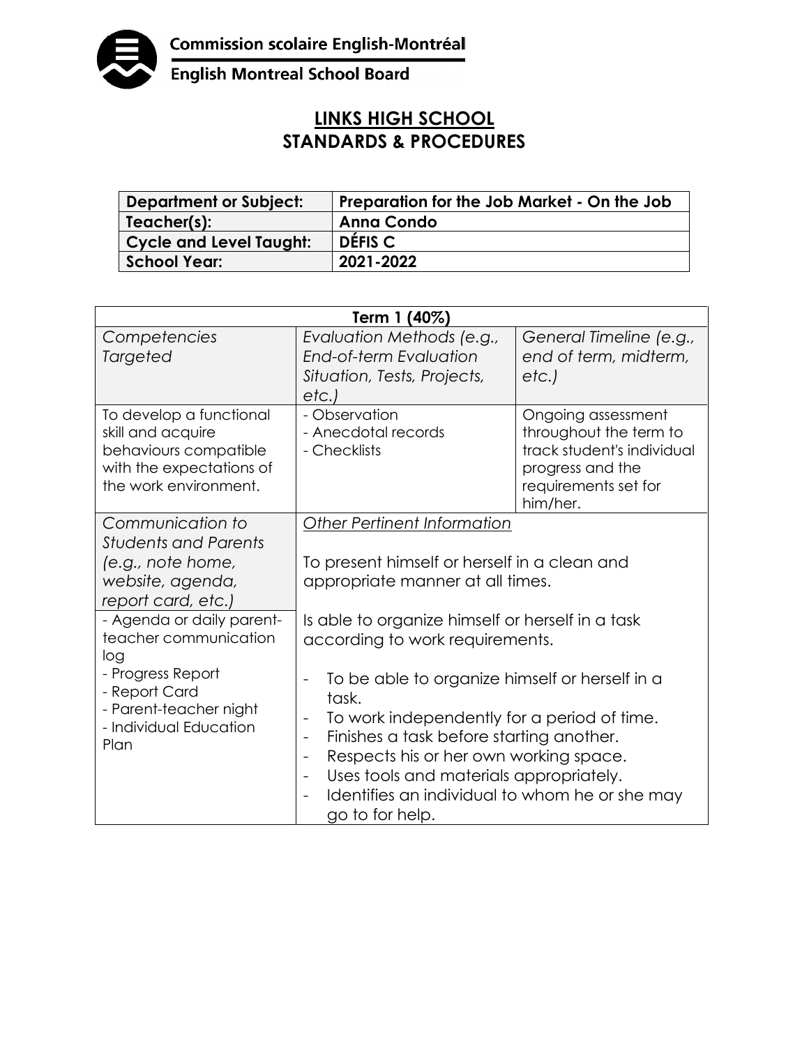Commission scolaire English-Montréal

English Montreal School Board

# LINKS HIGH SCHOOL
# STANDARDS & PROCEDURES

| **Department or Subject:** | **Preparation for the Job Market - On the Job** |
|---|---|
| **Teacher(s):** | **Anna Condo** |
| **Cycle and Level Taught:** | **DÉFIS C** |
| **School Year:** | **2021-2022** |

| **Term 1 (40%)** | | |
|---|---|---|
| *Competencies Targeted* | *Evaluation Methods (e.g., End-of-term Evaluation Situation, Tests, Projects, etc.)* | *General Timeline (e.g., end of term, midterm, etc.)* |
| To develop a functional skill and acquire behaviours compatible with the expectations of the work environment. | - Observation<br>- Anecdotal records<br>- Checklists | Ongoing assessment throughout the term to track student's individual progress and the requirements set for him/her. |
| *Communication to Students and Parents (e.g., note home, website, agenda, report card, etc.)* | *Other Pertinent Information* | |
| - Agenda or daily parent-teacher communication log<br>- Progress Report<br>- Report Card<br>- Parent-teacher night<br>- Individual Education Plan | To present himself or herself in a clean and appropriate manner at all times.<br><br>Is able to organize himself or herself in a task according to work requirements.<br><br>- To be able to organize himself or herself in a task.<br>- To work independently for a period of time.<br>- Finishes a task before starting another.<br>- Respects his or her own working space.<br>- Uses tools and materials appropriately.<br>- Identifies an individual to whom he or she may go to for help. | |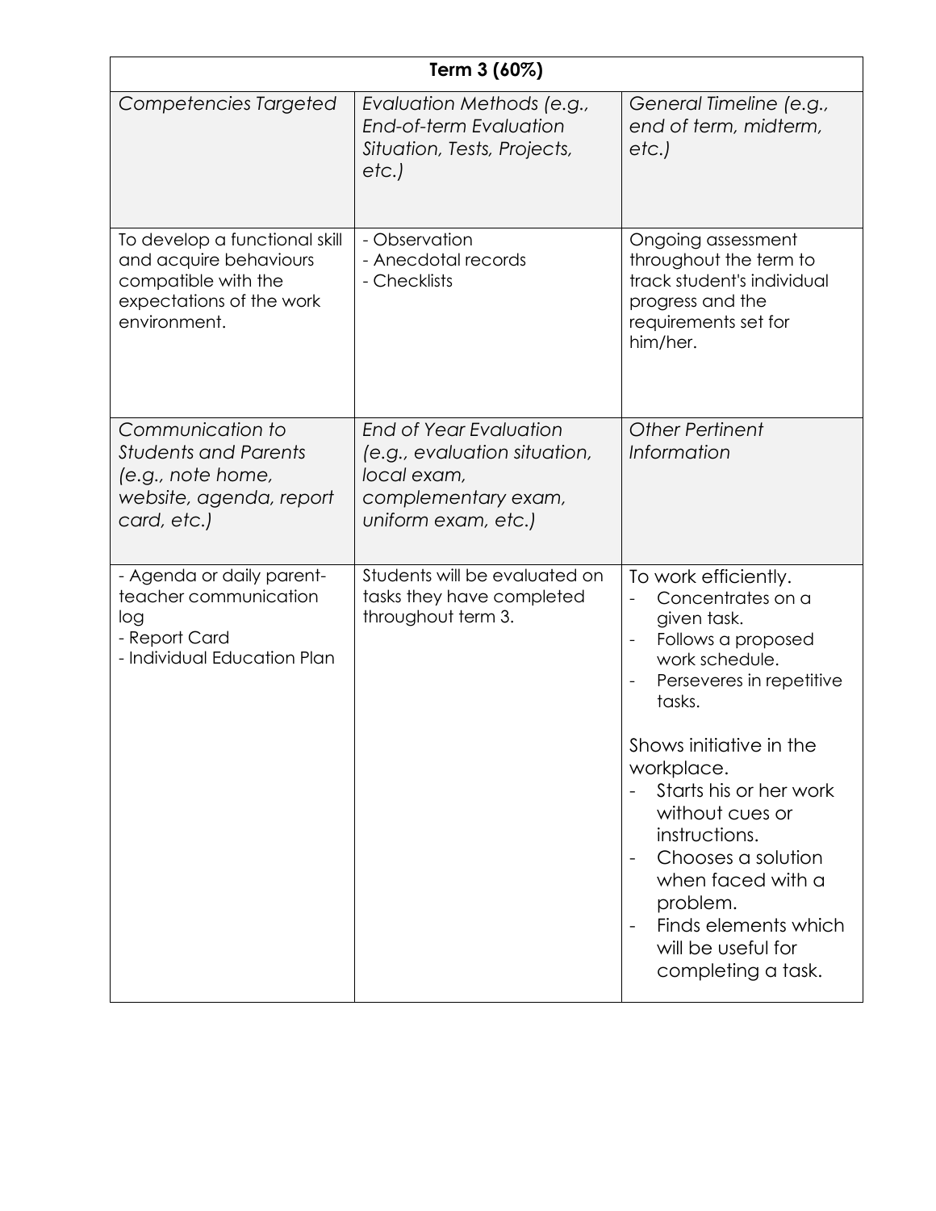| **Term 3 (60%)** | | |
|---|---|---|
| *Competencies Targeted* | *Evaluation Methods (e.g., End-of-term Evaluation Situation, Tests, Projects, etc.)* | *General Timeline (e.g., end of term, midterm, etc.)* |
| To develop a functional skill and acquire behaviours compatible with the expectations of the work environment. | - Observation<br>- Anecdotal records<br>- Checklists | Ongoing assessment throughout the term to track student's individual progress and the requirements set for him/her. |
| *Communication to Students and Parents (e.g., note home, website, agenda, report card, etc.)* | *End of Year Evaluation (e.g., evaluation situation, local exam, complementary exam, uniform exam, etc.)* | *Other Pertinent Information* |
| - Agenda or daily parent-teacher communication log<br>- Report Card<br>- Individual Education Plan | Students will be evaluated on tasks they have completed throughout term 3. | To work efficiently.<br>- Concentrates on a given task.<br>- Follows a proposed work schedule.<br>- Perseveres in repetitive tasks.<br><br>Shows initiative in the workplace.<br>- Starts his or her work without cues or instructions.<br>- Chooses a solution when faced with a problem.<br>- Finds elements which will be useful for completing a task. |